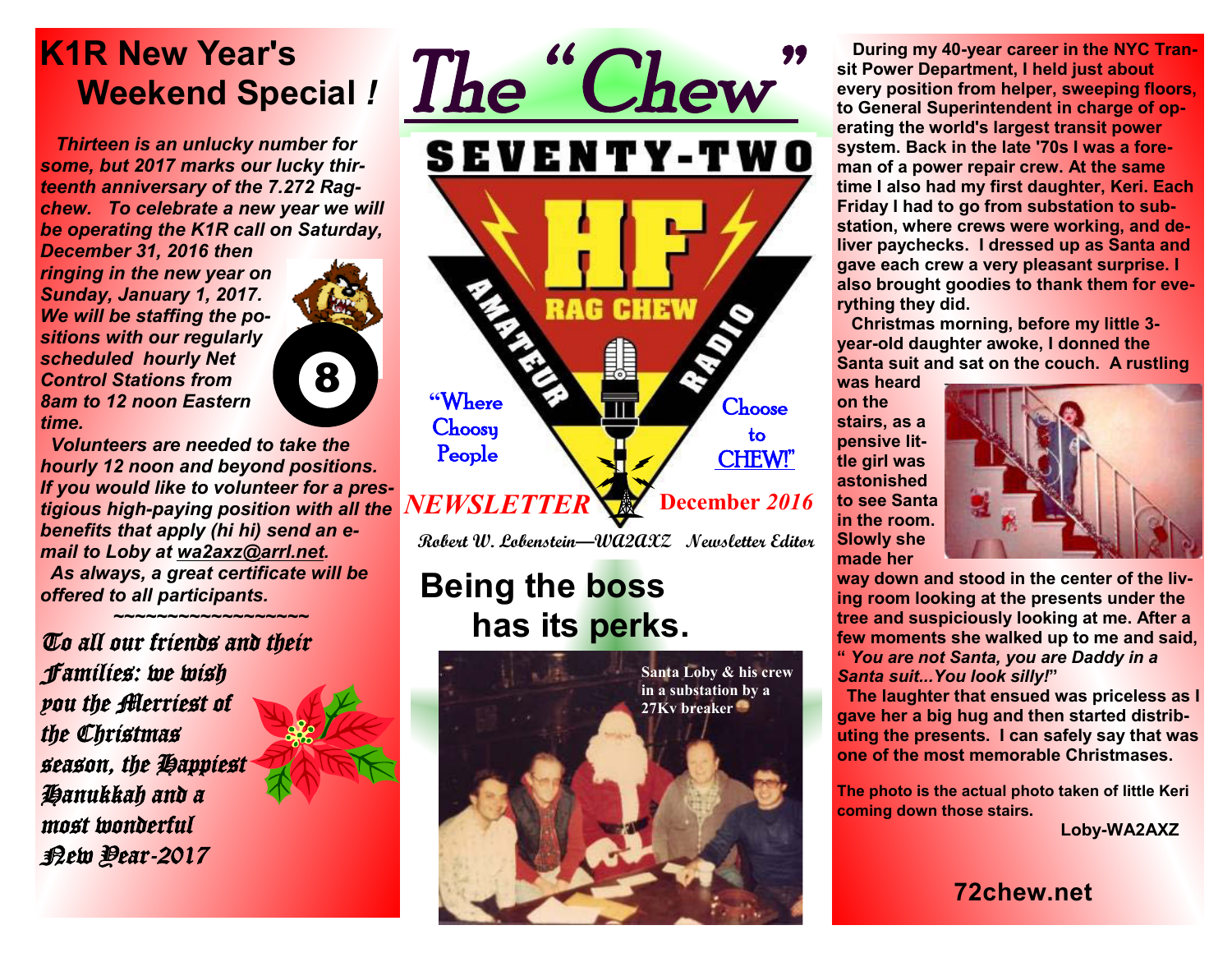# The "Chew"

SEVENTY-TWO

HF

RAG CHEW

AMATEUR RADIO

"Where Choosy People Choose to CHEW!"

*NEWSLETTER* December *2016*

*Robert W. Lobenstein—WA2AXZ Newsletter Editor*

## K1R New Year's Weekend Special *!*

***Thirteen is an unlucky number for some, but 2017 marks our lucky thirteenth anniversary of the 7.272 Ragchew. To celebrate a new year we will be operating the K1R call on Saturday, December 31, 2016 then ringing in the new year on Sunday, January 1, 2017. We will be staffing the positions with our regularly scheduled hourly Net Control Stations from 8am to 12 noon Eastern time.***

***Volunteers are needed to take the hourly 12 noon and beyond positions. If you would like to volunteer for a prestigious high-paying position with all the benefits that apply (hi hi) send an e-mail to Loby at wa2axz@arrl.net.***

***As always, a great certificate will be offered to all participants.***

~~~~~~~~~~~~~~~~~~~

*To all our friends and their Families: we wish you the Merriest of the Christmas season, the Happiest Hanukkah and a most wonderful New Year-2017*

## Being the boss has its perks.

Santa Loby & his crew in a substation by a 27Kv breaker

**During my 40-year career in the NYC Transit Power Department, I held just about every position from helper, sweeping floors, to General Superintendent in charge of operating the world's largest transit power system. Back in the late '70s I was a foreman of a power repair crew. At the same time I also had my first daughter, Keri. Each Friday I had to go from substation to substation, where crews were working, and deliver paychecks. I dressed up as Santa and gave each crew a very pleasant surprise. I also brought goodies to thank them for everything they did.**

**Christmas morning, before my little 3-year-old daughter awoke, I donned the Santa suit and sat on the couch. A rustling was heard on the stairs, as a pensive little girl was astonished to see Santa in the room. Slowly she made her way down and stood in the center of the living room looking at the presents under the tree and suspiciously looking at me. After a few moments she walked up to me and said, "*You are not Santa, you are Daddy in a Santa suit...You look silly!*"**

**The laughter that ensued was priceless as I gave her a big hug and then started distributing the presents. I can safely say that was one of the most memorable Christmases.**

**The photo is the actual photo taken of little Keri coming down those stairs.**

**Loby-WA2AXZ**

**72chew.net**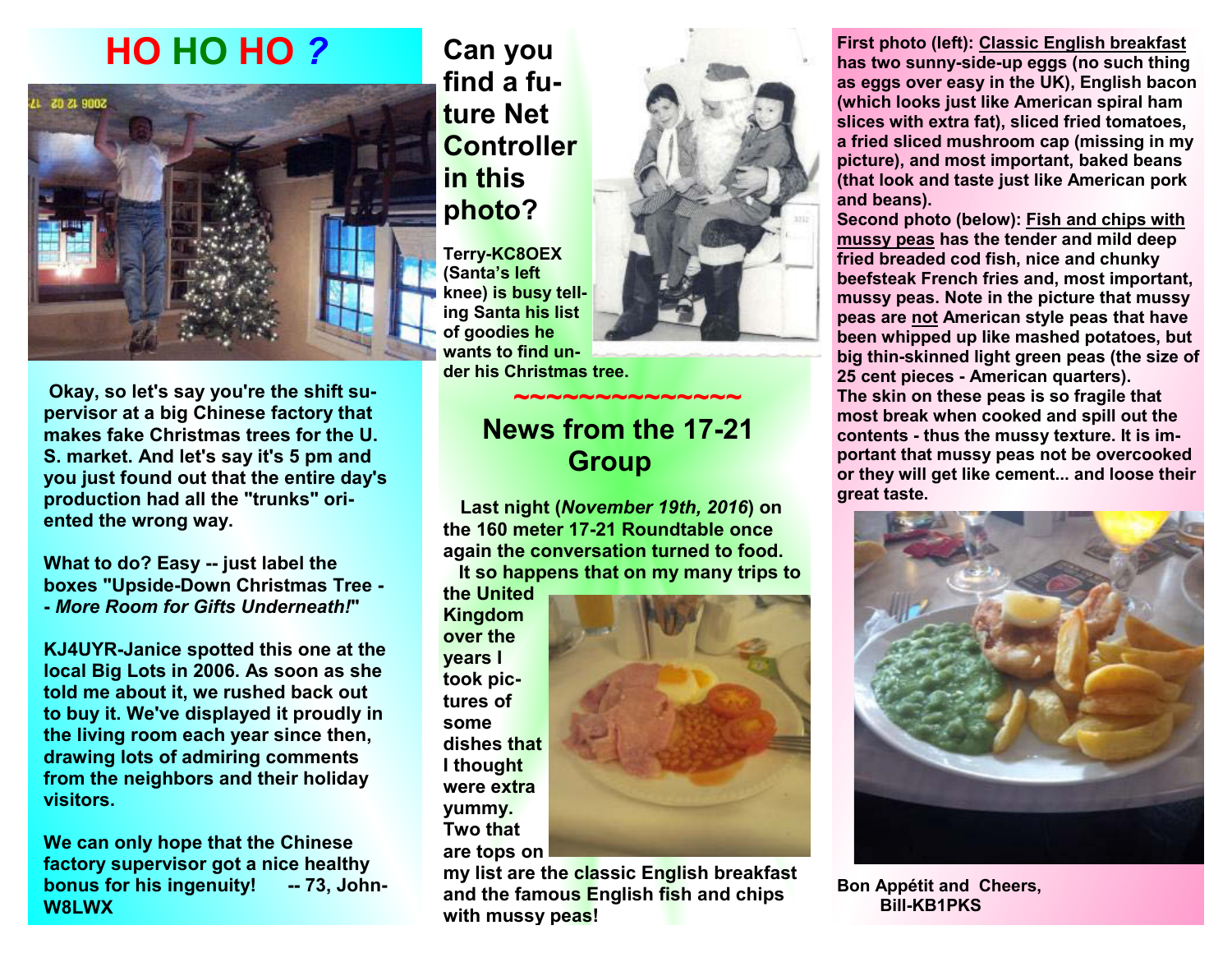# HO HO HO ?

Okay, so let's say you're the shift supervisor at a big Chinese factory that makes fake Christmas trees for the U. S. market. And let's say it's 5 pm and you just found out that the entire day's production had all the "trunks" oriented the wrong way.

What to do? Easy -- just label the boxes "Upside-Down Christmas Tree -- *More Room for Gifts Underneath!*"

KJ4UYR-Janice spotted this one at the local Big Lots in 2006. As soon as she told me about it, we rushed back out to buy it. We've displayed it proudly in the living room each year since then, drawing lots of admiring comments from the neighbors and their holiday visitors.

We can only hope that the Chinese factory supervisor got a nice healthy bonus for his ingenuity! -- 73, John-W8LWX

## Can you find a future Net Controller in this photo?

Terry-KC8OEX (Santa's left knee) is busy telling Santa his list of goodies he wants to find under his Christmas tree.

~~~~~~~~~~~~~~~

## News from the 17-21 Group

Last night (***November 19th, 2016***) on the 160 meter 17-21 Roundtable once again the conversation turned to food.

It so happens that on my many trips to the United Kingdom over the years I took pictures of some dishes that I thought were extra yummy. Two that are tops on my list are the classic English breakfast and the famous English fish and chips with mussy peas!

**First photo (left):** Classic English breakfast has two sunny-side-up eggs (no such thing as eggs over easy in the UK), English bacon (which looks just like American spiral ham slices with extra fat), sliced fried tomatoes, a fried sliced mushroom cap (missing in my picture), and most important, baked beans (that look and taste just like American pork and beans).

**Second photo (below):** Fish and chips with mussy peas has the tender and mild deep fried breaded cod fish, nice and chunky beefsteak French fries and, most important, mussy peas. Note in the picture that mussy peas are not American style peas that have been whipped up like mashed potatoes, but big thin-skinned light green peas (the size of 25 cent pieces - American quarters).

The skin on these peas is so fragile that most break when cooked and spill out the contents - thus the mussy texture. It is important that mussy peas not be overcooked or they will get like cement... and loose their great taste.

Bon Appétit and Cheers,
Bill-KB1PKS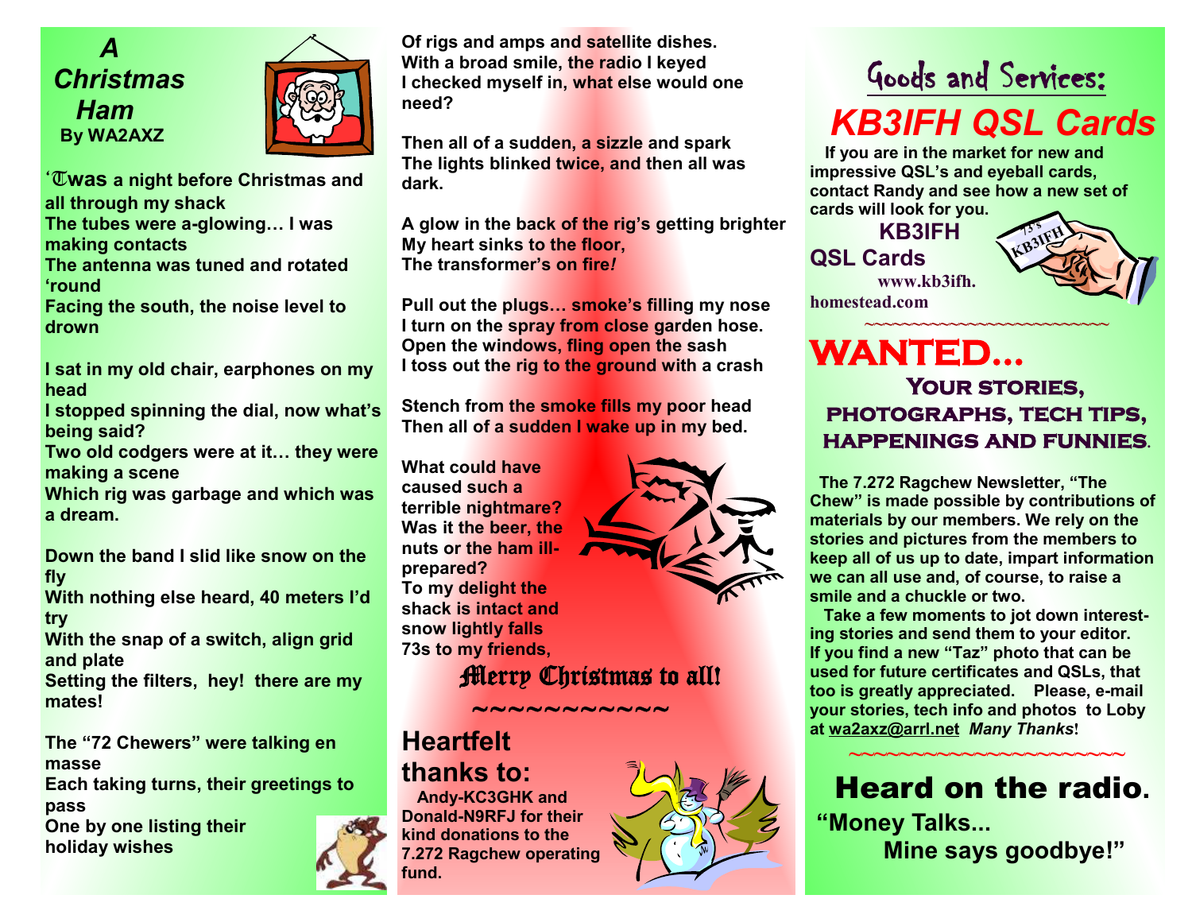# A Christmas Ham

**By WA2AXZ**

'Twas a night before Christmas and all through my shack
The tubes were a-glowing… I was making contacts
The antenna was tuned and rotated 'round
Facing the south, the noise level to drown

I sat in my old chair, earphones on my head
I stopped spinning the dial, now what's being said?
Two old codgers were at it… they were making a scene
Which rig was garbage and which was a dream.

Down the band I slid like snow on the fly
With nothing else heard, 40 meters I'd try
With the snap of a switch, align grid and plate
Setting the filters, hey! there are my mates!

The "72 Chewers" were talking en masse
Each taking turns, their greetings to pass
One by one listing their holiday wishes
Of rigs and amps and satellite dishes.
With a broad smile, the radio I keyed
I checked myself in, what else would one need?

Then all of a sudden, a sizzle and spark
The lights blinked twice, and then all was dark.

A glow in the back of the rig's getting brighter
My heart sinks to the floor,
The transformer's on fire!

Pull out the plugs… smoke's filling my nose
I turn on the spray from close garden hose.
Open the windows, fling open the sash
I toss out the rig to the ground with a crash

Stench from the smoke fills my poor head
Then all of a sudden I wake up in my bed.

What could have caused such a terrible nightmare?
Was it the beer, the nuts or the ham ill-prepared?
To my delight the shack is intact and snow lightly falls
73s to my friends,

**Merry Christmas to all!**

~~~~~~~~~~~

## Heartfelt thanks to:

Andy-KC3GHK and Donald-N9RFJ for their kind donations to the 7.272 Ragchew operating fund.

# Goods and Services:

## *KB3IFH QSL Cards*

If you are in the market for new and impressive QSL's and eyeball cards, contact Randy and see how a new set of cards will look for you.

**KB3IFH QSL Cards**
www.kb3ifh.homestead.com

~~~~~~~~~~~~~~~~~~~~~~~~~~

# WANTED...

## Your stories, photographs, tech tips, happenings and funnies.

The 7.272 Ragchew Newsletter, "The Chew" is made possible by contributions of materials by our members. We rely on the stories and pictures from the members to keep all of us up to date, impart information we can all use and, of course, to raise a smile and a chuckle or two.

Take a few moments to jot down interesting stories and send them to your editor. If you find a new "Taz" photo that can be used for future certificates and QSLs, that too is greatly appreciated. Please, e-mail your stories, tech info and photos to Loby at wa2axz@arrl.net *Many Thanks*!

~~~~~~~~~~~~~~~~~~~~~~~~~~

# Heard on the radio.

"Money Talks...
Mine says goodbye!"